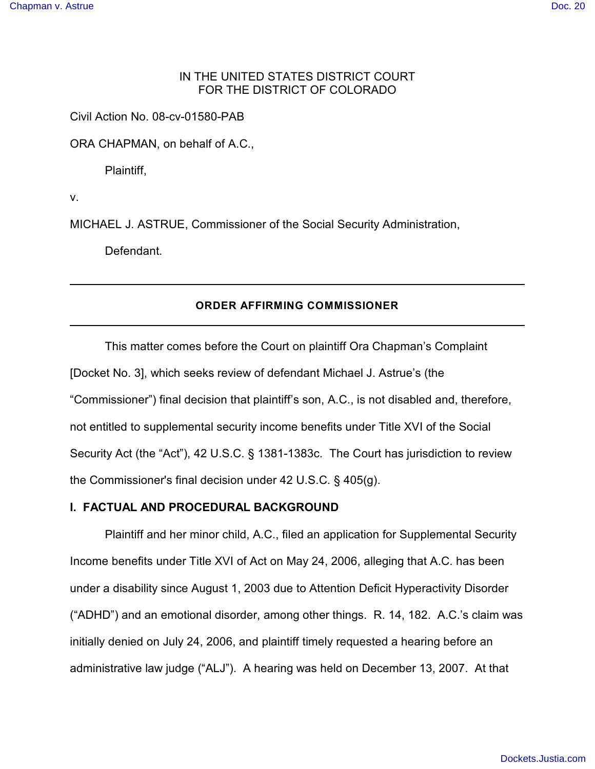IN THE UNITED STATES DISTRICT COURT
FOR THE DISTRICT OF COLORADO

Civil Action No. 08-cv-01580-PAB

ORA CHAPMAN, on behalf of A.C.,

Plaintiff,

v.

MICHAEL J. ASTRUE, Commissioner of the Social Security Administration,

Defendant.

---

**ORDER AFFIRMING COMMISSIONER**

---

This matter comes before the Court on plaintiff Ora Chapman's Complaint [Docket No. 3], which seeks review of defendant Michael J. Astrue's (the "Commissioner") final decision that plaintiff's son, A.C., is not disabled and, therefore, not entitled to supplemental security income benefits under Title XVI of the Social Security Act (the "Act"), 42 U.S.C. § 1381-1383c. The Court has jurisdiction to review the Commissioner's final decision under 42 U.S.C. § 405(g).

**I. FACTUAL AND PROCEDURAL BACKGROUND**

Plaintiff and her minor child, A.C., filed an application for Supplemental Security Income benefits under Title XVI of Act on May 24, 2006, alleging that A.C. has been under a disability since August 1, 2003 due to Attention Deficit Hyperactivity Disorder ("ADHD") and an emotional disorder, among other things. R. 14, 182. A.C.'s claim was initially denied on July 24, 2006, and plaintiff timely requested a hearing before an administrative law judge ("ALJ"). A hearing was held on December 13, 2007. At that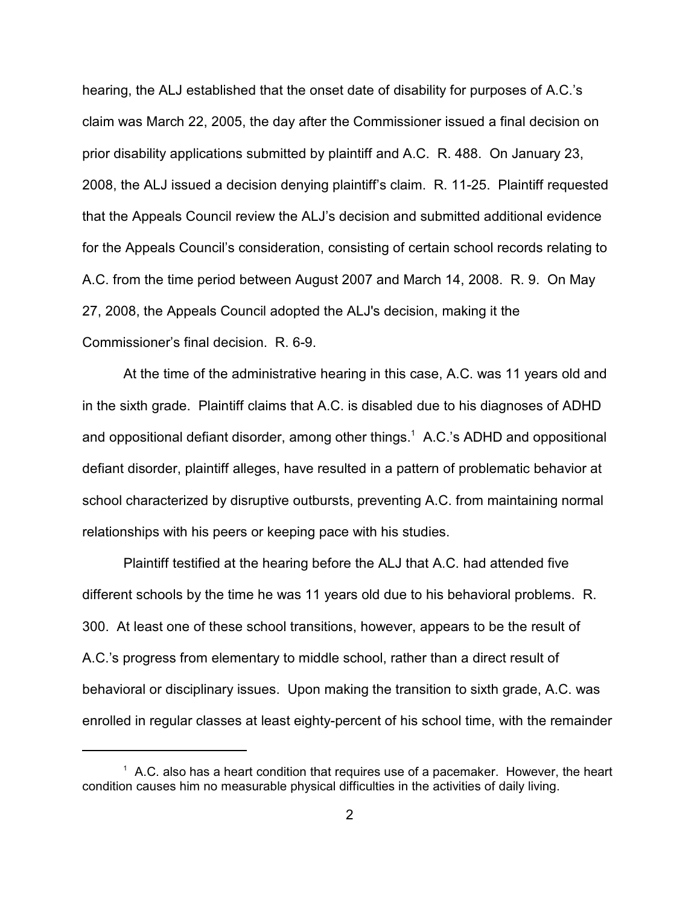hearing, the ALJ established that the onset date of disability for purposes of A.C.'s claim was March 22, 2005, the day after the Commissioner issued a final decision on prior disability applications submitted by plaintiff and A.C. R. 488. On January 23, 2008, the ALJ issued a decision denying plaintiff's claim. R. 11-25. Plaintiff requested that the Appeals Council review the ALJ's decision and submitted additional evidence for the Appeals Council's consideration, consisting of certain school records relating to A.C. from the time period between August 2007 and March 14, 2008. R. 9. On May 27, 2008, the Appeals Council adopted the ALJ's decision, making it the Commissioner's final decision. R. 6-9.

At the time of the administrative hearing in this case, A.C. was 11 years old and in the sixth grade. Plaintiff claims that A.C. is disabled due to his diagnoses of ADHD and oppositional defiant disorder, among other things.[1] A.C.'s ADHD and oppositional defiant disorder, plaintiff alleges, have resulted in a pattern of problematic behavior at school characterized by disruptive outbursts, preventing A.C. from maintaining normal relationships with his peers or keeping pace with his studies.

Plaintiff testified at the hearing before the ALJ that A.C. had attended five different schools by the time he was 11 years old due to his behavioral problems. R. 300. At least one of these school transitions, however, appears to be the result of A.C.'s progress from elementary to middle school, rather than a direct result of behavioral or disciplinary issues. Upon making the transition to sixth grade, A.C. was enrolled in regular classes at least eighty-percent of his school time, with the remainder

---

[1] A.C. also has a heart condition that requires use of a pacemaker. However, the heart condition causes him no measurable physical difficulties in the activities of daily living.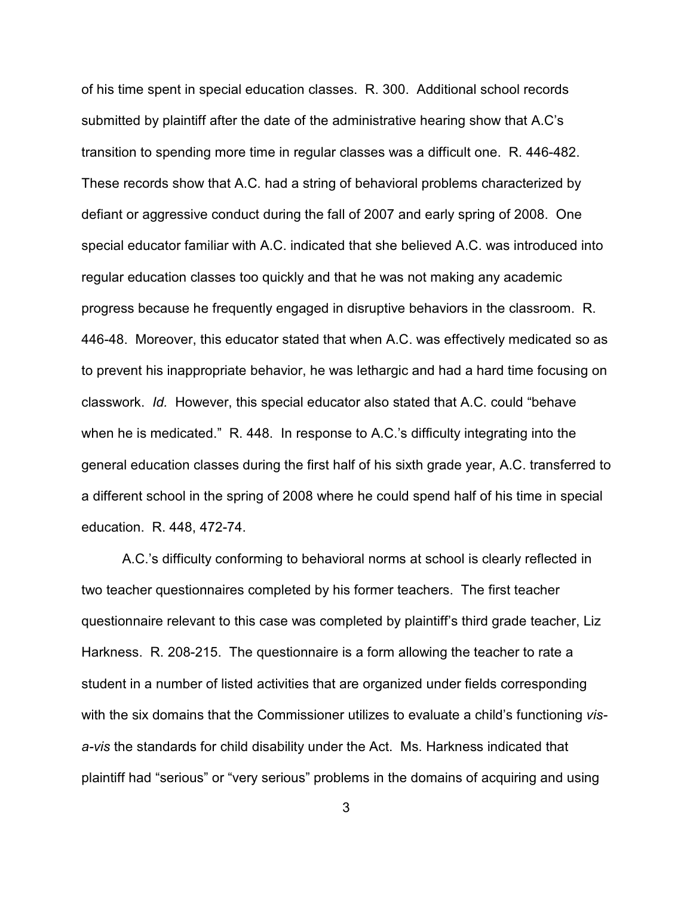of his time spent in special education classes. R. 300. Additional school records submitted by plaintiff after the date of the administrative hearing show that A.C's transition to spending more time in regular classes was a difficult one. R. 446-482. These records show that A.C. had a string of behavioral problems characterized by defiant or aggressive conduct during the fall of 2007 and early spring of 2008. One special educator familiar with A.C. indicated that she believed A.C. was introduced into regular education classes too quickly and that he was not making any academic progress because he frequently engaged in disruptive behaviors in the classroom. R. 446-48. Moreover, this educator stated that when A.C. was effectively medicated so as to prevent his inappropriate behavior, he was lethargic and had a hard time focusing on classwork. *Id.* However, this special educator also stated that A.C. could "behave when he is medicated." R. 448. In response to A.C.'s difficulty integrating into the general education classes during the first half of his sixth grade year, A.C. transferred to a different school in the spring of 2008 where he could spend half of his time in special education. R. 448, 472-74.

A.C.'s difficulty conforming to behavioral norms at school is clearly reflected in two teacher questionnaires completed by his former teachers. The first teacher questionnaire relevant to this case was completed by plaintiff's third grade teacher, Liz Harkness. R. 208-215. The questionnaire is a form allowing the teacher to rate a student in a number of listed activities that are organized under fields corresponding with the six domains that the Commissioner utilizes to evaluate a child's functioning *vis-a-vis* the standards for child disability under the Act. Ms. Harkness indicated that plaintiff had "serious" or "very serious" problems in the domains of acquiring and using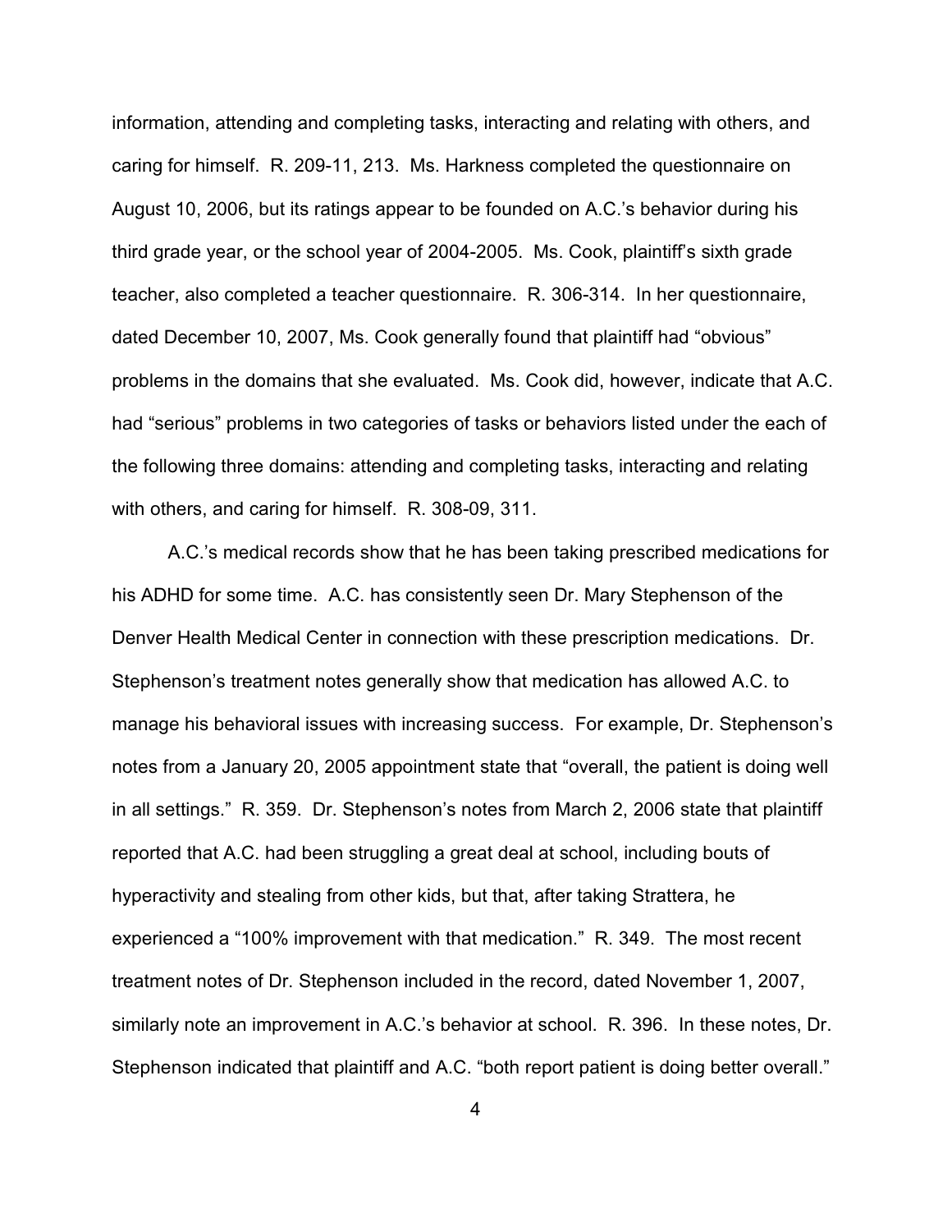information, attending and completing tasks, interacting and relating with others, and caring for himself. R. 209-11, 213. Ms. Harkness completed the questionnaire on August 10, 2006, but its ratings appear to be founded on A.C.'s behavior during his third grade year, or the school year of 2004-2005. Ms. Cook, plaintiff's sixth grade teacher, also completed a teacher questionnaire. R. 306-314. In her questionnaire, dated December 10, 2007, Ms. Cook generally found that plaintiff had "obvious" problems in the domains that she evaluated. Ms. Cook did, however, indicate that A.C. had "serious" problems in two categories of tasks or behaviors listed under the each of the following three domains: attending and completing tasks, interacting and relating with others, and caring for himself. R. 308-09, 311.

A.C.'s medical records show that he has been taking prescribed medications for his ADHD for some time. A.C. has consistently seen Dr. Mary Stephenson of the Denver Health Medical Center in connection with these prescription medications. Dr. Stephenson's treatment notes generally show that medication has allowed A.C. to manage his behavioral issues with increasing success. For example, Dr. Stephenson's notes from a January 20, 2005 appointment state that "overall, the patient is doing well in all settings." R. 359. Dr. Stephenson's notes from March 2, 2006 state that plaintiff reported that A.C. had been struggling a great deal at school, including bouts of hyperactivity and stealing from other kids, but that, after taking Strattera, he experienced a "100% improvement with that medication." R. 349. The most recent treatment notes of Dr. Stephenson included in the record, dated November 1, 2007, similarly note an improvement in A.C.'s behavior at school. R. 396. In these notes, Dr. Stephenson indicated that plaintiff and A.C. "both report patient is doing better overall."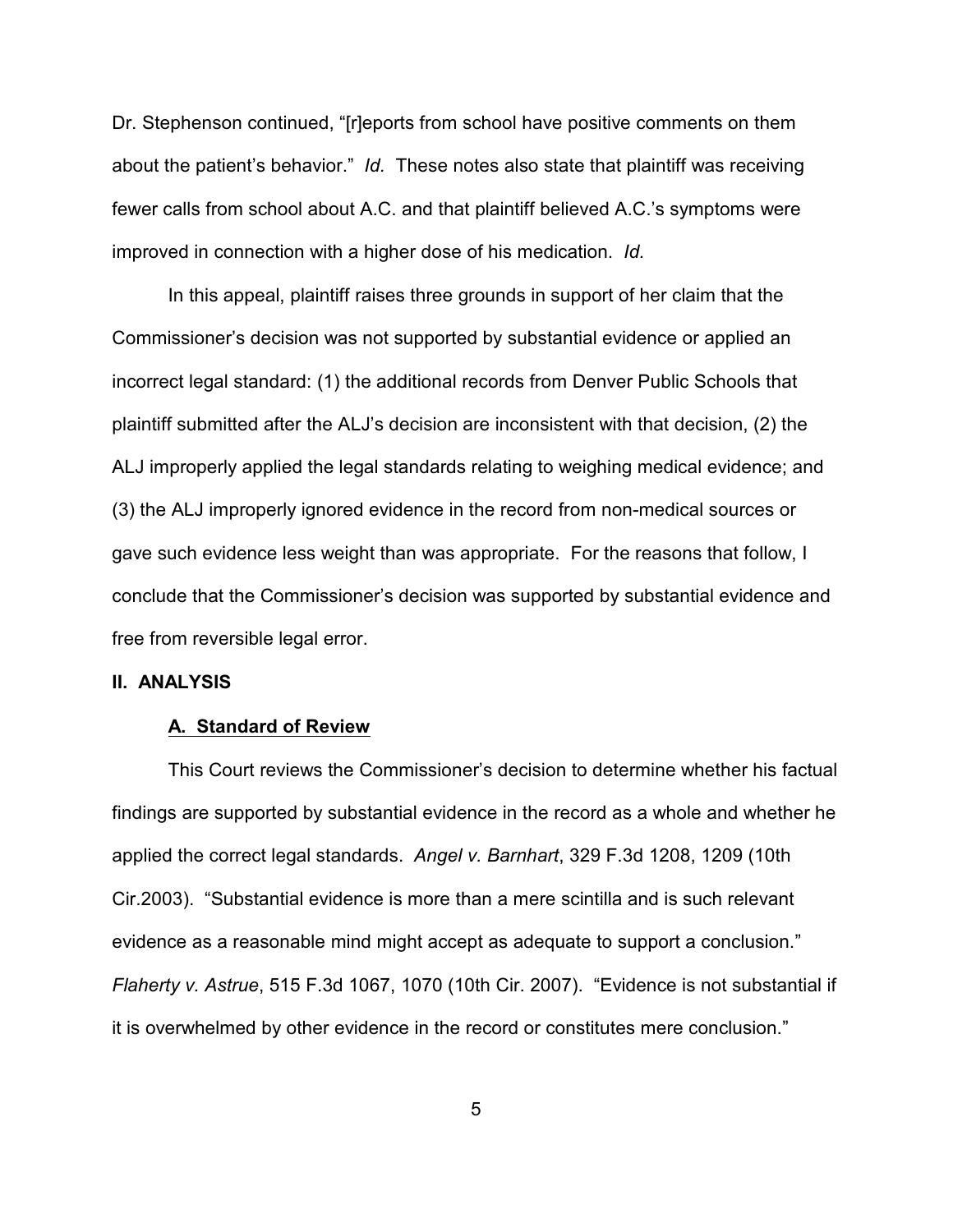Dr. Stephenson continued, "[r]eports from school have positive comments on them about the patient's behavior." *Id.* These notes also state that plaintiff was receiving fewer calls from school about A.C. and that plaintiff believed A.C.'s symptoms were improved in connection with a higher dose of his medication. *Id*.

In this appeal, plaintiff raises three grounds in support of her claim that the Commissioner's decision was not supported by substantial evidence or applied an incorrect legal standard: (1) the additional records from Denver Public Schools that plaintiff submitted after the ALJ's decision are inconsistent with that decision, (2) the ALJ improperly applied the legal standards relating to weighing medical evidence; and (3) the ALJ improperly ignored evidence in the record from non-medical sources or gave such evidence less weight than was appropriate. For the reasons that follow, I conclude that the Commissioner's decision was supported by substantial evidence and free from reversible legal error.

## II. ANALYSIS

### A. Standard of Review

This Court reviews the Commissioner's decision to determine whether his factual findings are supported by substantial evidence in the record as a whole and whether he applied the correct legal standards. *Angel v. Barnhart*, 329 F.3d 1208, 1209 (10th Cir.2003). "Substantial evidence is more than a mere scintilla and is such relevant evidence as a reasonable mind might accept as adequate to support a conclusion." *Flaherty v. Astrue*, 515 F.3d 1067, 1070 (10th Cir. 2007). "Evidence is not substantial if it is overwhelmed by other evidence in the record or constitutes mere conclusion."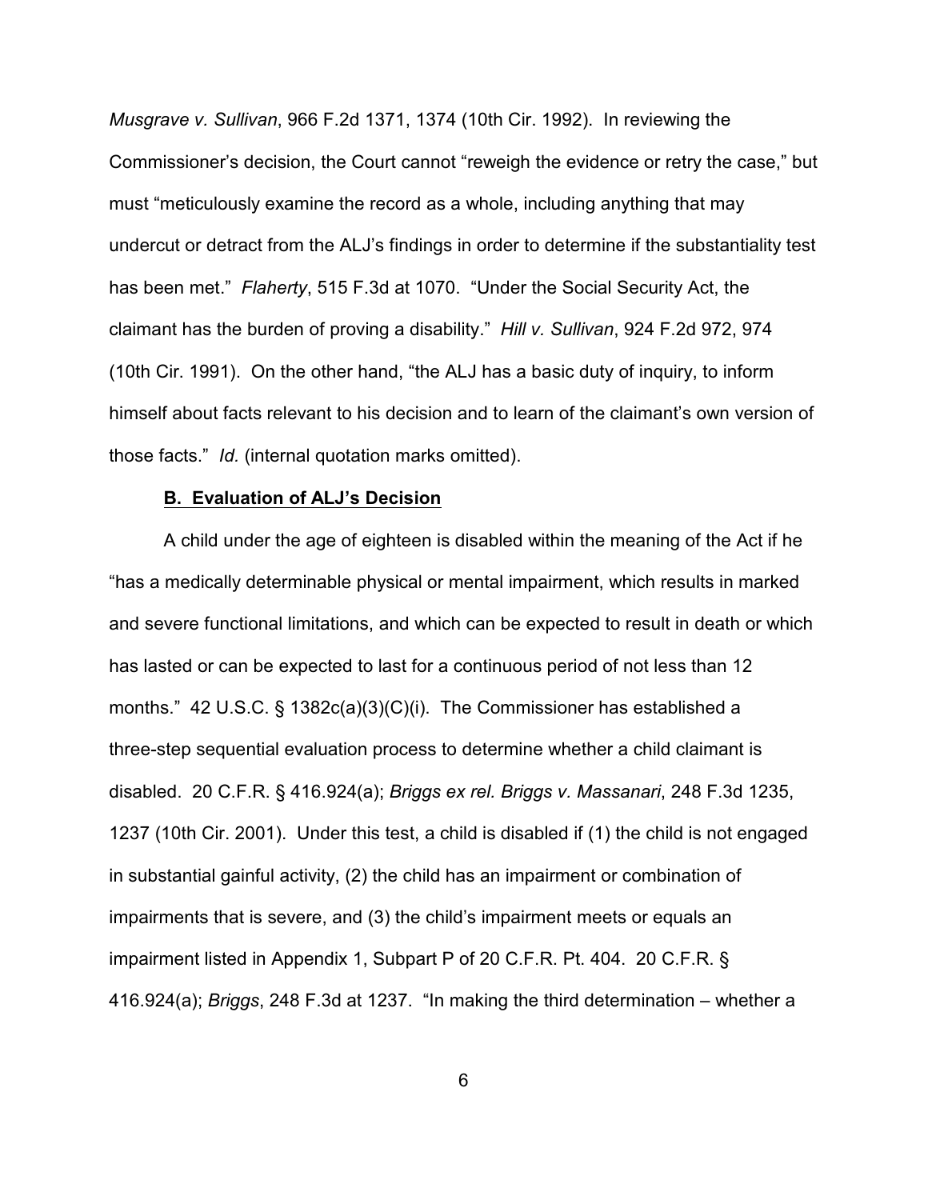*Musgrave v. Sullivan*, 966 F.2d 1371, 1374 (10th Cir. 1992). In reviewing the Commissioner's decision, the Court cannot "reweigh the evidence or retry the case," but must "meticulously examine the record as a whole, including anything that may undercut or detract from the ALJ's findings in order to determine if the substantiality test has been met." *Flaherty*, 515 F.3d at 1070. "Under the Social Security Act, the claimant has the burden of proving a disability." *Hill v. Sullivan*, 924 F.2d 972, 974 (10th Cir. 1991). On the other hand, "the ALJ has a basic duty of inquiry, to inform himself about facts relevant to his decision and to learn of the claimant's own version of those facts." *Id.* (internal quotation marks omitted).

### B. Evaluation of ALJ's Decision

A child under the age of eighteen is disabled within the meaning of the Act if he "has a medically determinable physical or mental impairment, which results in marked and severe functional limitations, and which can be expected to result in death or which has lasted or can be expected to last for a continuous period of not less than 12 months." 42 U.S.C. § 1382c(a)(3)(C)(i). The Commissioner has established a three-step sequential evaluation process to determine whether a child claimant is disabled. 20 C.F.R. § 416.924(a); *Briggs ex rel. Briggs v. Massanari*, 248 F.3d 1235, 1237 (10th Cir. 2001). Under this test, a child is disabled if (1) the child is not engaged in substantial gainful activity, (2) the child has an impairment or combination of impairments that is severe, and (3) the child's impairment meets or equals an impairment listed in Appendix 1, Subpart P of 20 C.F.R. Pt. 404. 20 C.F.R. § 416.924(a); *Briggs*, 248 F.3d at 1237. "In making the third determination – whether a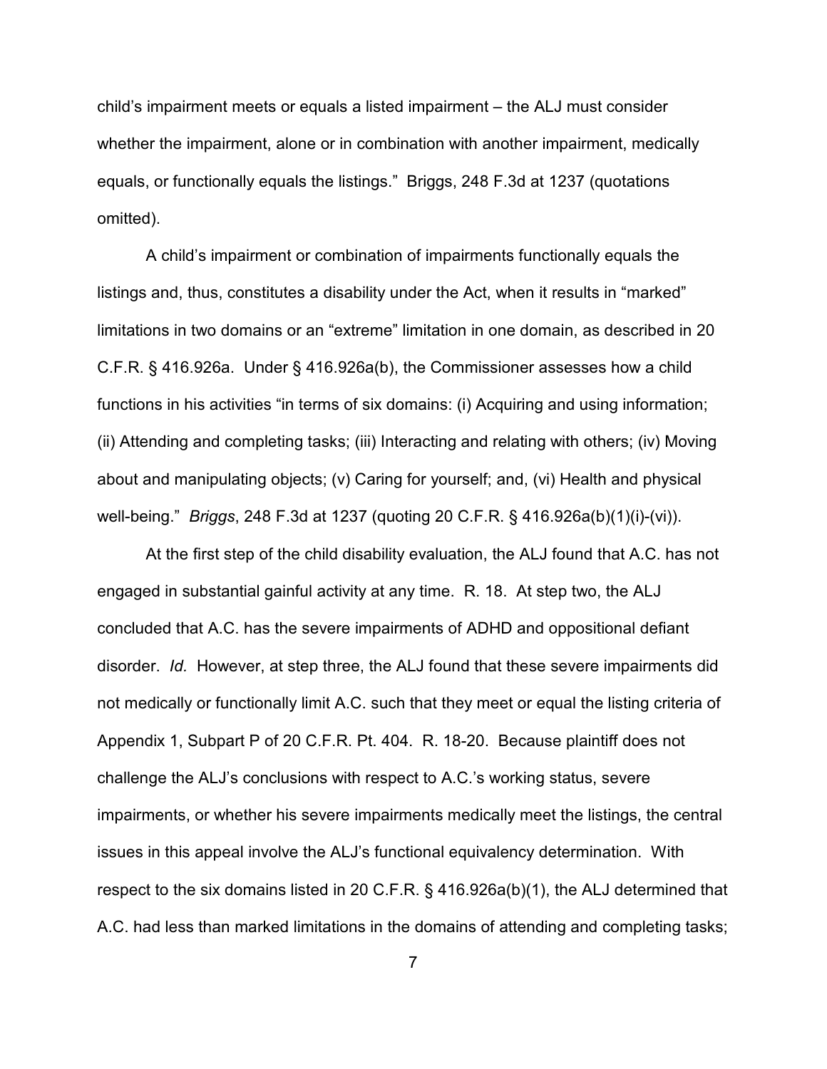child's impairment meets or equals a listed impairment – the ALJ must consider whether the impairment, alone or in combination with another impairment, medically equals, or functionally equals the listings." Briggs, 248 F.3d at 1237 (quotations omitted).

A child's impairment or combination of impairments functionally equals the listings and, thus, constitutes a disability under the Act, when it results in "marked" limitations in two domains or an "extreme" limitation in one domain, as described in 20 C.F.R. § 416.926a. Under § 416.926a(b), the Commissioner assesses how a child functions in his activities "in terms of six domains: (i) Acquiring and using information; (ii) Attending and completing tasks; (iii) Interacting and relating with others; (iv) Moving about and manipulating objects; (v) Caring for yourself; and, (vi) Health and physical well-being." *Briggs*, 248 F.3d at 1237 (quoting 20 C.F.R. § 416.926a(b)(1)(i)-(vi)).

At the first step of the child disability evaluation, the ALJ found that A.C. has not engaged in substantial gainful activity at any time. R. 18. At step two, the ALJ concluded that A.C. has the severe impairments of ADHD and oppositional defiant disorder. *Id.* However, at step three, the ALJ found that these severe impairments did not medically or functionally limit A.C. such that they meet or equal the listing criteria of Appendix 1, Subpart P of 20 C.F.R. Pt. 404. R. 18-20. Because plaintiff does not challenge the ALJ's conclusions with respect to A.C.'s working status, severe impairments, or whether his severe impairments medically meet the listings, the central issues in this appeal involve the ALJ's functional equivalency determination. With respect to the six domains listed in 20 C.F.R. § 416.926a(b)(1), the ALJ determined that A.C. had less than marked limitations in the domains of attending and completing tasks;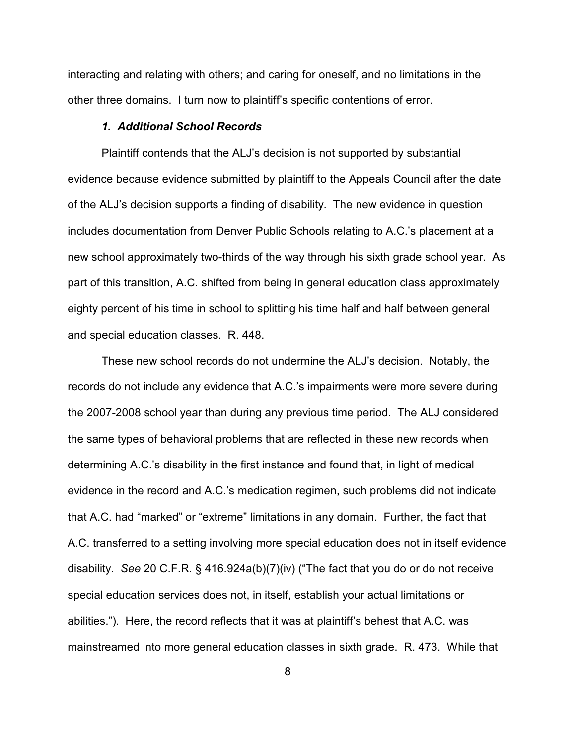interacting and relating with others; and caring for oneself, and no limitations in the other three domains. I turn now to plaintiff's specific contentions of error.

### *1. Additional School Records*

Plaintiff contends that the ALJ's decision is not supported by substantial evidence because evidence submitted by plaintiff to the Appeals Council after the date of the ALJ's decision supports a finding of disability. The new evidence in question includes documentation from Denver Public Schools relating to A.C.'s placement at a new school approximately two-thirds of the way through his sixth grade school year. As part of this transition, A.C. shifted from being in general education class approximately eighty percent of his time in school to splitting his time half and half between general and special education classes. R. 448.

These new school records do not undermine the ALJ's decision. Notably, the records do not include any evidence that A.C.'s impairments were more severe during the 2007-2008 school year than during any previous time period. The ALJ considered the same types of behavioral problems that are reflected in these new records when determining A.C.'s disability in the first instance and found that, in light of medical evidence in the record and A.C.'s medication regimen, such problems did not indicate that A.C. had "marked" or "extreme" limitations in any domain. Further, the fact that A.C. transferred to a setting involving more special education does not in itself evidence disability. *See* 20 C.F.R. § 416.924a(b)(7)(iv) ("The fact that you do or do not receive special education services does not, in itself, establish your actual limitations or abilities."). Here, the record reflects that it was at plaintiff's behest that A.C. was mainstreamed into more general education classes in sixth grade. R. 473. While that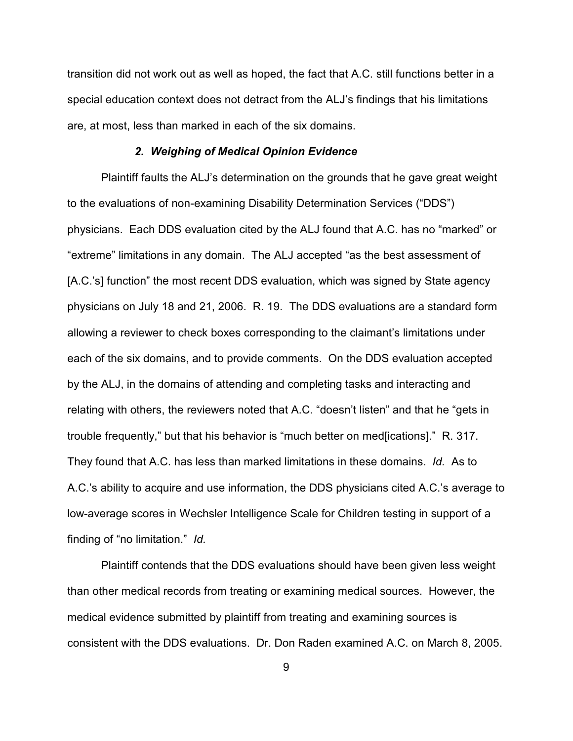transition did not work out as well as hoped, the fact that A.C. still functions better in a special education context does not detract from the ALJ's findings that his limitations are, at most, less than marked in each of the six domains.

### *2. Weighing of Medical Opinion Evidence*

Plaintiff faults the ALJ's determination on the grounds that he gave great weight to the evaluations of non-examining Disability Determination Services ("DDS") physicians. Each DDS evaluation cited by the ALJ found that A.C. has no "marked" or "extreme" limitations in any domain. The ALJ accepted "as the best assessment of [A.C.'s] function" the most recent DDS evaluation, which was signed by State agency physicians on July 18 and 21, 2006. R. 19. The DDS evaluations are a standard form allowing a reviewer to check boxes corresponding to the claimant's limitations under each of the six domains, and to provide comments. On the DDS evaluation accepted by the ALJ, in the domains of attending and completing tasks and interacting and relating with others, the reviewers noted that A.C. "doesn't listen" and that he "gets in trouble frequently," but that his behavior is "much better on med[ications]." R. 317. They found that A.C. has less than marked limitations in these domains. *Id.* As to A.C.'s ability to acquire and use information, the DDS physicians cited A.C.'s average to low-average scores in Wechsler Intelligence Scale for Children testing in support of a finding of "no limitation." *Id.*

Plaintiff contends that the DDS evaluations should have been given less weight than other medical records from treating or examining medical sources. However, the medical evidence submitted by plaintiff from treating and examining sources is consistent with the DDS evaluations. Dr. Don Raden examined A.C. on March 8, 2005.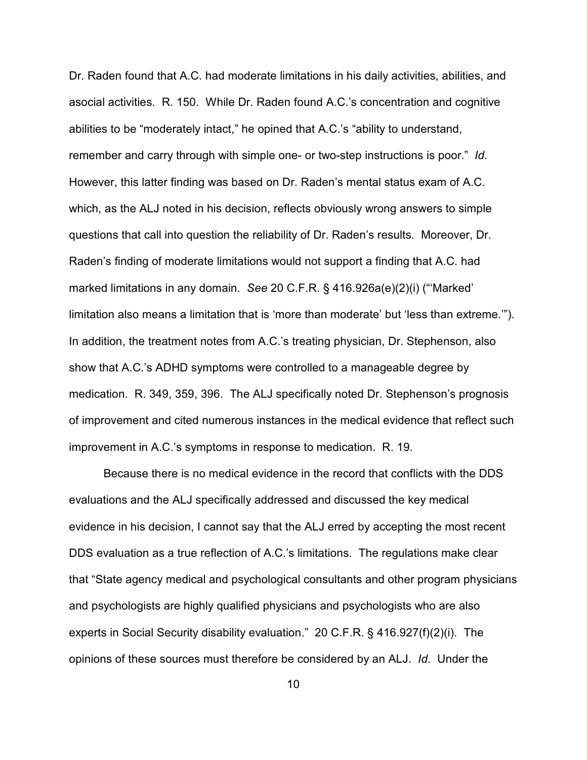Dr. Raden found that A.C. had moderate limitations in his daily activities, abilities, and asocial activities. R. 150. While Dr. Raden found A.C.'s concentration and cognitive abilities to be "moderately intact," he opined that A.C.'s "ability to understand, remember and carry through with simple one- or two-step instructions is poor." *Id.* However, this latter finding was based on Dr. Raden's mental status exam of A.C. which, as the ALJ noted in his decision, reflects obviously wrong answers to simple questions that call into question the reliability of Dr. Raden's results. Moreover, Dr. Raden's finding of moderate limitations would not support a finding that A.C. had marked limitations in any domain. *See* 20 C.F.R. § 416.926a(e)(2)(i) ("'Marked' limitation also means a limitation that is 'more than moderate' but 'less than extreme.'"). In addition, the treatment notes from A.C.'s treating physician, Dr. Stephenson, also show that A.C.'s ADHD symptoms were controlled to a manageable degree by medication. R. 349, 359, 396. The ALJ specifically noted Dr. Stephenson's prognosis of improvement and cited numerous instances in the medical evidence that reflect such improvement in A.C.'s symptoms in response to medication. R. 19.

Because there is no medical evidence in the record that conflicts with the DDS evaluations and the ALJ specifically addressed and discussed the key medical evidence in his decision, I cannot say that the ALJ erred by accepting the most recent DDS evaluation as a true reflection of A.C.'s limitations. The regulations make clear that "State agency medical and psychological consultants and other program physicians and psychologists are highly qualified physicians and psychologists who are also experts in Social Security disability evaluation." 20 C.F.R. § 416.927(f)(2)(i). The opinions of these sources must therefore be considered by an ALJ. *Id.* Under the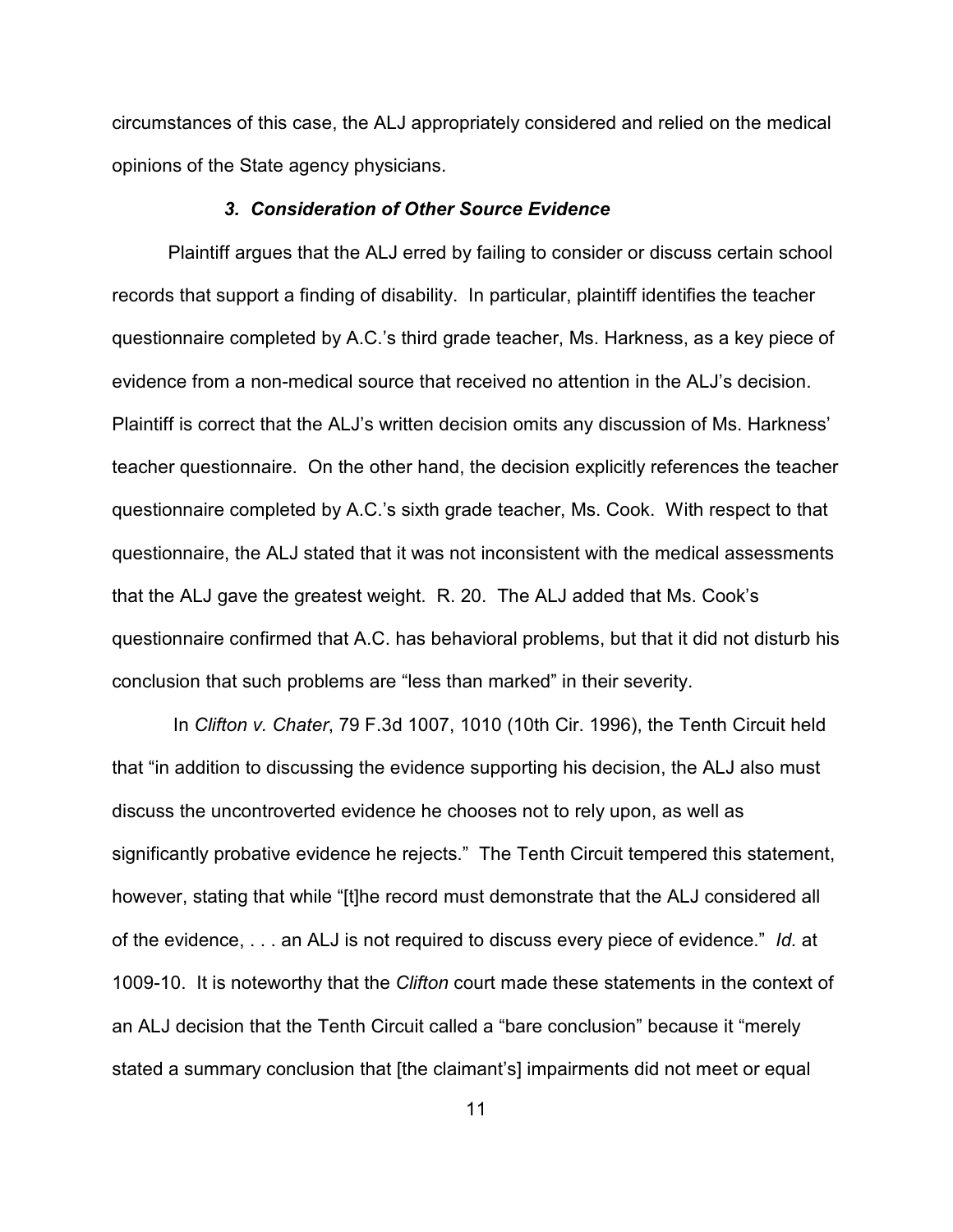circumstances of this case, the ALJ appropriately considered and relied on the medical opinions of the State agency physicians.

### *3. Consideration of Other Source Evidence*

Plaintiff argues that the ALJ erred by failing to consider or discuss certain school records that support a finding of disability. In particular, plaintiff identifies the teacher questionnaire completed by A.C.'s third grade teacher, Ms. Harkness, as a key piece of evidence from a non-medical source that received no attention in the ALJ's decision. Plaintiff is correct that the ALJ's written decision omits any discussion of Ms. Harkness' teacher questionnaire. On the other hand, the decision explicitly references the teacher questionnaire completed by A.C.'s sixth grade teacher, Ms. Cook. With respect to that questionnaire, the ALJ stated that it was not inconsistent with the medical assessments that the ALJ gave the greatest weight. R. 20. The ALJ added that Ms. Cook's questionnaire confirmed that A.C. has behavioral problems, but that it did not disturb his conclusion that such problems are "less than marked" in their severity.

In *Clifton v. Chater*, 79 F.3d 1007, 1010 (10th Cir. 1996), the Tenth Circuit held that "in addition to discussing the evidence supporting his decision, the ALJ also must discuss the uncontroverted evidence he chooses not to rely upon, as well as significantly probative evidence he rejects." The Tenth Circuit tempered this statement, however, stating that while "[t]he record must demonstrate that the ALJ considered all of the evidence, . . . an ALJ is not required to discuss every piece of evidence." *Id.* at 1009-10. It is noteworthy that the *Clifton* court made these statements in the context of an ALJ decision that the Tenth Circuit called a "bare conclusion" because it "merely stated a summary conclusion that [the claimant's] impairments did not meet or equal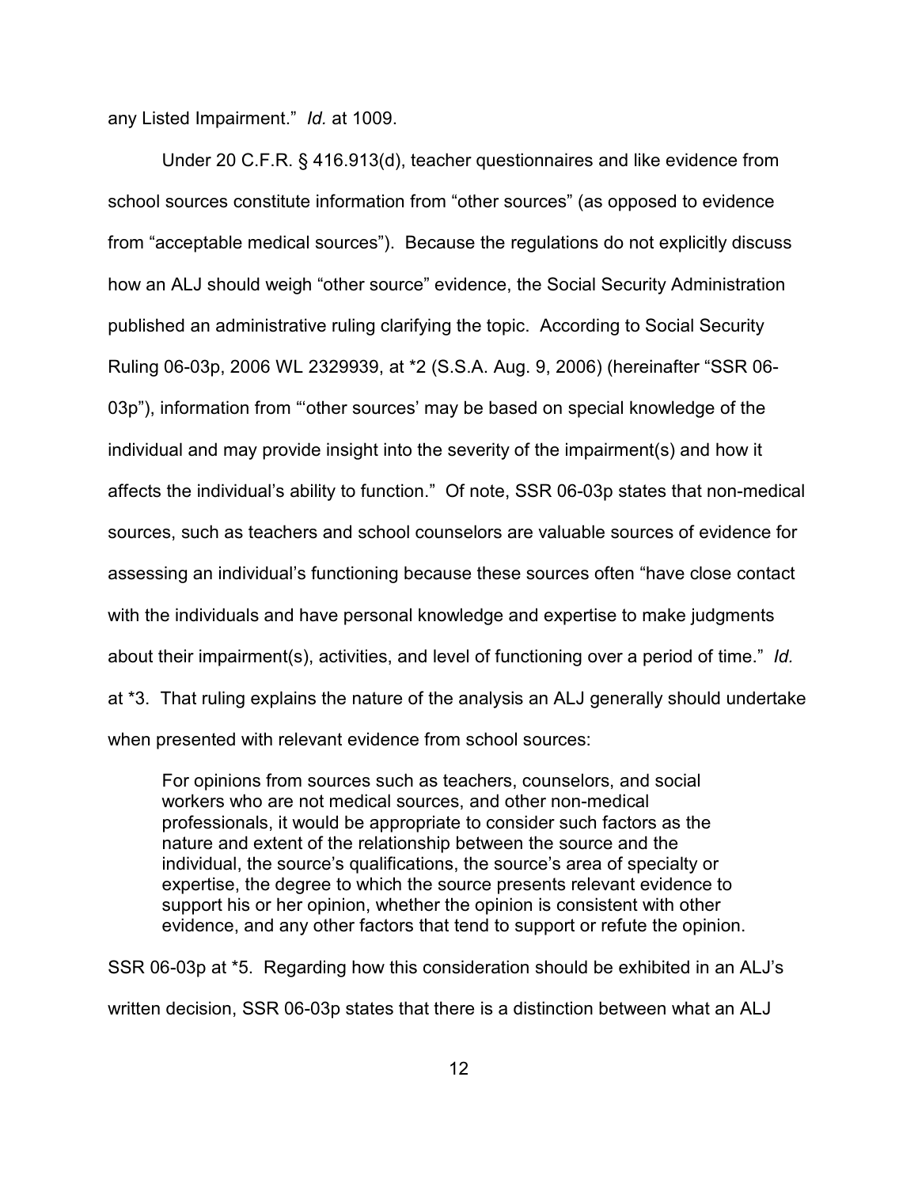any Listed Impairment." *Id.* at 1009.

Under 20 C.F.R. § 416.913(d), teacher questionnaires and like evidence from school sources constitute information from "other sources" (as opposed to evidence from "acceptable medical sources"). Because the regulations do not explicitly discuss how an ALJ should weigh "other source" evidence, the Social Security Administration published an administrative ruling clarifying the topic. According to Social Security Ruling 06-03p, 2006 WL 2329939, at *2 (S.S.A. Aug. 9, 2006) (hereinafter "SSR 06-03p"), information from "'other sources' may be based on special knowledge of the individual and may provide insight into the severity of the impairment(s) and how it affects the individual's ability to function." Of note, SSR 06-03p states that non-medical sources, such as teachers and school counselors are valuable sources of evidence for assessing an individual's functioning because these sources often "have close contact with the individuals and have personal knowledge and expertise to make judgments about their impairment(s), activities, and level of functioning over a period of time." *Id.* at *3. That ruling explains the nature of the analysis an ALJ generally should undertake when presented with relevant evidence from school sources:

> For opinions from sources such as teachers, counselors, and social workers who are not medical sources, and other non-medical professionals, it would be appropriate to consider such factors as the nature and extent of the relationship between the source and the individual, the source's qualifications, the source's area of specialty or expertise, the degree to which the source presents relevant evidence to support his or her opinion, whether the opinion is consistent with other evidence, and any other factors that tend to support or refute the opinion.

SSR 06-03p at *5. Regarding how this consideration should be exhibited in an ALJ's written decision, SSR 06-03p states that there is a distinction between what an ALJ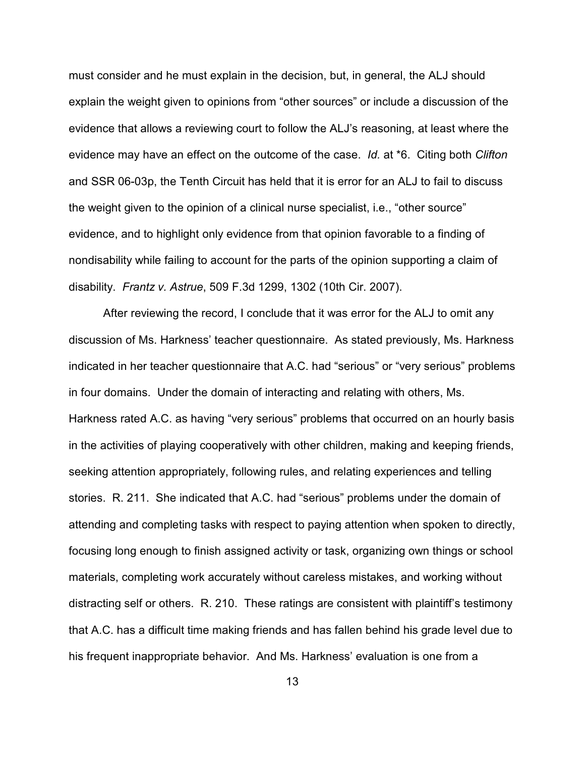must consider and he must explain in the decision, but, in general, the ALJ should explain the weight given to opinions from "other sources" or include a discussion of the evidence that allows a reviewing court to follow the ALJ's reasoning, at least where the evidence may have an effect on the outcome of the case. *Id.* at *6. Citing both *Clifton* and SSR 06-03p, the Tenth Circuit has held that it is error for an ALJ to fail to discuss the weight given to the opinion of a clinical nurse specialist, i.e., "other source" evidence, and to highlight only evidence from that opinion favorable to a finding of nondisability while failing to account for the parts of the opinion supporting a claim of disability. *Frantz v. Astrue*, 509 F.3d 1299, 1302 (10th Cir. 2007).

After reviewing the record, I conclude that it was error for the ALJ to omit any discussion of Ms. Harkness' teacher questionnaire. As stated previously, Ms. Harkness indicated in her teacher questionnaire that A.C. had "serious" or "very serious" problems in four domains. Under the domain of interacting and relating with others, Ms. Harkness rated A.C. as having "very serious" problems that occurred on an hourly basis in the activities of playing cooperatively with other children, making and keeping friends, seeking attention appropriately, following rules, and relating experiences and telling stories. R. 211. She indicated that A.C. had "serious" problems under the domain of attending and completing tasks with respect to paying attention when spoken to directly, focusing long enough to finish assigned activity or task, organizing own things or school materials, completing work accurately without careless mistakes, and working without distracting self or others. R. 210. These ratings are consistent with plaintiff's testimony that A.C. has a difficult time making friends and has fallen behind his grade level due to his frequent inappropriate behavior. And Ms. Harkness' evaluation is one from a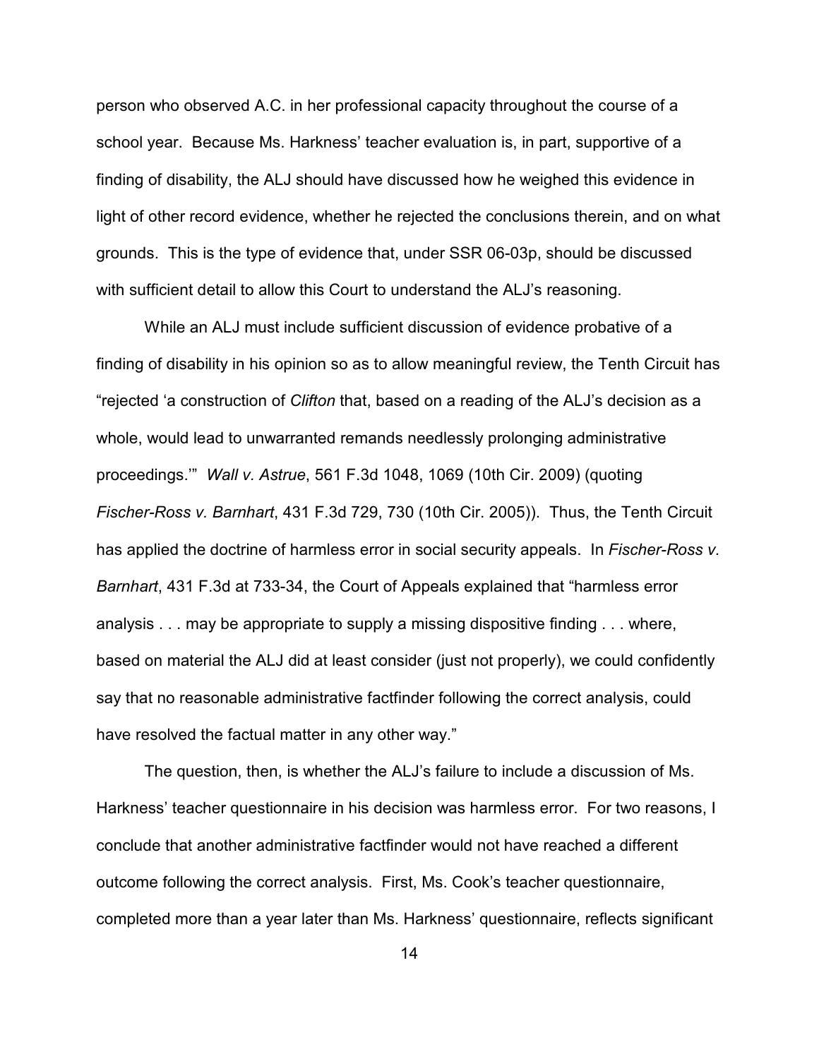person who observed A.C. in her professional capacity throughout the course of a school year. Because Ms. Harkness' teacher evaluation is, in part, supportive of a finding of disability, the ALJ should have discussed how he weighed this evidence in light of other record evidence, whether he rejected the conclusions therein, and on what grounds. This is the type of evidence that, under SSR 06-03p, should be discussed with sufficient detail to allow this Court to understand the ALJ's reasoning.

While an ALJ must include sufficient discussion of evidence probative of a finding of disability in his opinion so as to allow meaningful review, the Tenth Circuit has "rejected 'a construction of *Clifton* that, based on a reading of the ALJ's decision as a whole, would lead to unwarranted remands needlessly prolonging administrative proceedings.'" *Wall v. Astrue*, 561 F.3d 1048, 1069 (10th Cir. 2009) (quoting *Fischer-Ross v. Barnhart*, 431 F.3d 729, 730 (10th Cir. 2005)). Thus, the Tenth Circuit has applied the doctrine of harmless error in social security appeals. In *Fischer-Ross v. Barnhart*, 431 F.3d at 733-34, the Court of Appeals explained that "harmless error analysis . . . may be appropriate to supply a missing dispositive finding . . . where, based on material the ALJ did at least consider (just not properly), we could confidently say that no reasonable administrative factfinder following the correct analysis, could have resolved the factual matter in any other way."

The question, then, is whether the ALJ's failure to include a discussion of Ms. Harkness' teacher questionnaire in his decision was harmless error. For two reasons, I conclude that another administrative factfinder would not have reached a different outcome following the correct analysis. First, Ms. Cook's teacher questionnaire, completed more than a year later than Ms. Harkness' questionnaire, reflects significant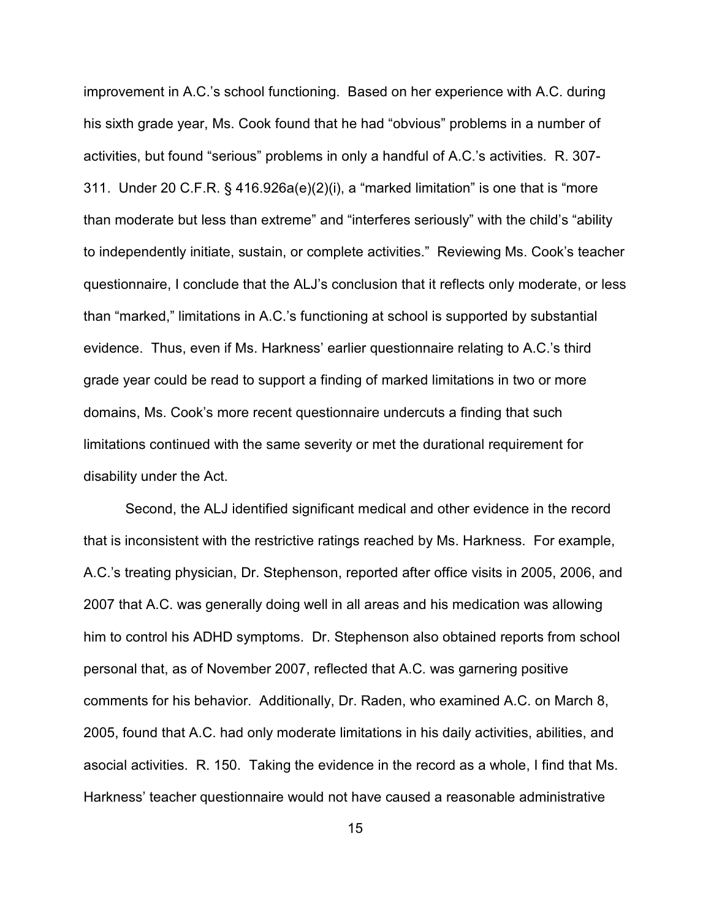improvement in A.C.'s school functioning. Based on her experience with A.C. during his sixth grade year, Ms. Cook found that he had "obvious" problems in a number of activities, but found "serious" problems in only a handful of A.C.'s activities. R. 307-311. Under 20 C.F.R. § 416.926a(e)(2)(i), a "marked limitation" is one that is "more than moderate but less than extreme" and "interferes seriously" with the child's "ability to independently initiate, sustain, or complete activities." Reviewing Ms. Cook's teacher questionnaire, I conclude that the ALJ's conclusion that it reflects only moderate, or less than "marked," limitations in A.C.'s functioning at school is supported by substantial evidence. Thus, even if Ms. Harkness' earlier questionnaire relating to A.C.'s third grade year could be read to support a finding of marked limitations in two or more domains, Ms. Cook's more recent questionnaire undercuts a finding that such limitations continued with the same severity or met the durational requirement for disability under the Act.

Second, the ALJ identified significant medical and other evidence in the record that is inconsistent with the restrictive ratings reached by Ms. Harkness. For example, A.C.'s treating physician, Dr. Stephenson, reported after office visits in 2005, 2006, and 2007 that A.C. was generally doing well in all areas and his medication was allowing him to control his ADHD symptoms. Dr. Stephenson also obtained reports from school personal that, as of November 2007, reflected that A.C. was garnering positive comments for his behavior. Additionally, Dr. Raden, who examined A.C. on March 8, 2005, found that A.C. had only moderate limitations in his daily activities, abilities, and asocial activities. R. 150. Taking the evidence in the record as a whole, I find that Ms. Harkness' teacher questionnaire would not have caused a reasonable administrative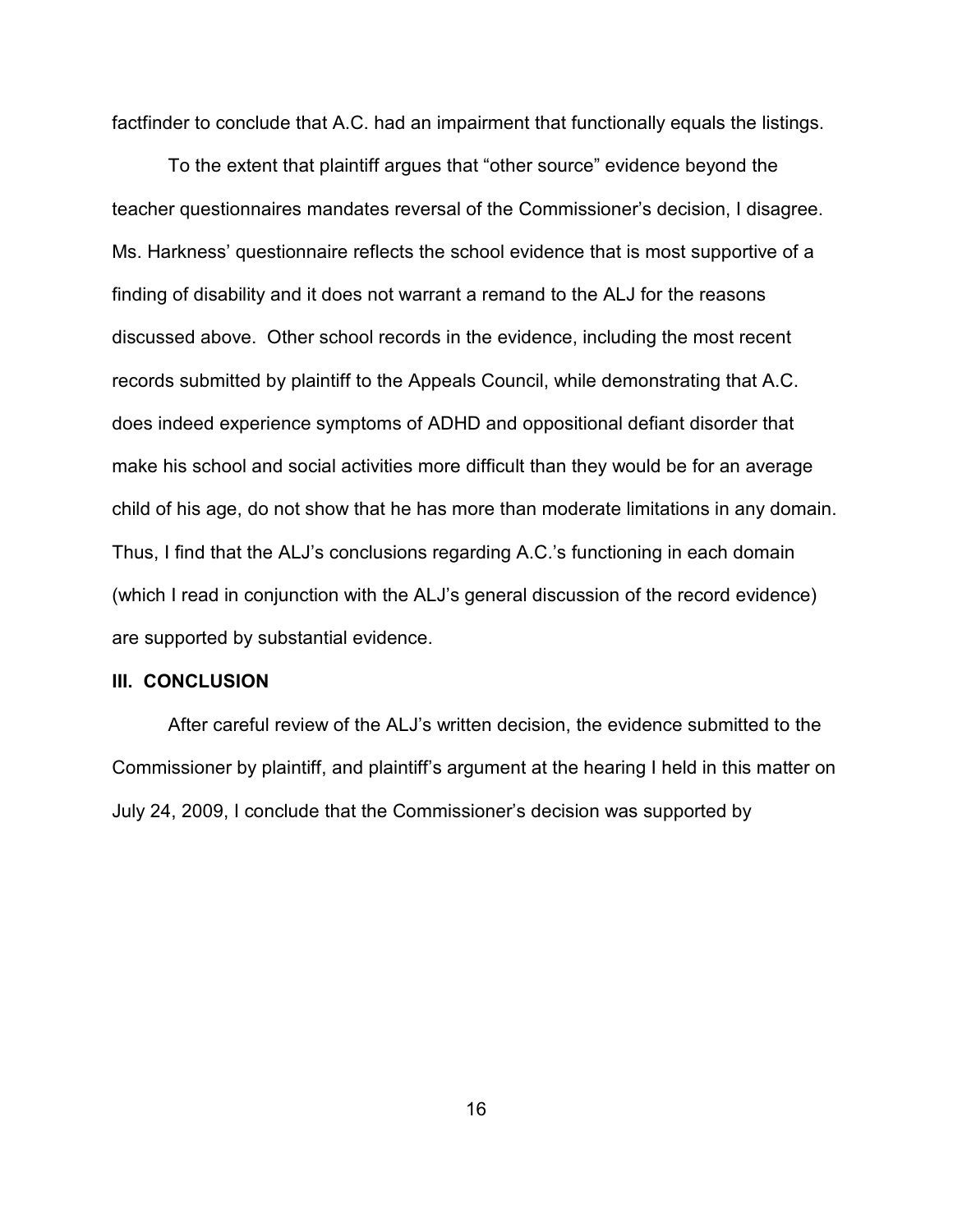factfinder to conclude that A.C. had an impairment that functionally equals the listings.

To the extent that plaintiff argues that "other source" evidence beyond the teacher questionnaires mandates reversal of the Commissioner's decision, I disagree. Ms. Harkness' questionnaire reflects the school evidence that is most supportive of a finding of disability and it does not warrant a remand to the ALJ for the reasons discussed above. Other school records in the evidence, including the most recent records submitted by plaintiff to the Appeals Council, while demonstrating that A.C. does indeed experience symptoms of ADHD and oppositional defiant disorder that make his school and social activities more difficult than they would be for an average child of his age, do not show that he has more than moderate limitations in any domain. Thus, I find that the ALJ's conclusions regarding A.C.'s functioning in each domain (which I read in conjunction with the ALJ's general discussion of the record evidence) are supported by substantial evidence.

**III. CONCLUSION**

After careful review of the ALJ's written decision, the evidence submitted to the Commissioner by plaintiff, and plaintiff's argument at the hearing I held in this matter on July 24, 2009, I conclude that the Commissioner's decision was supported by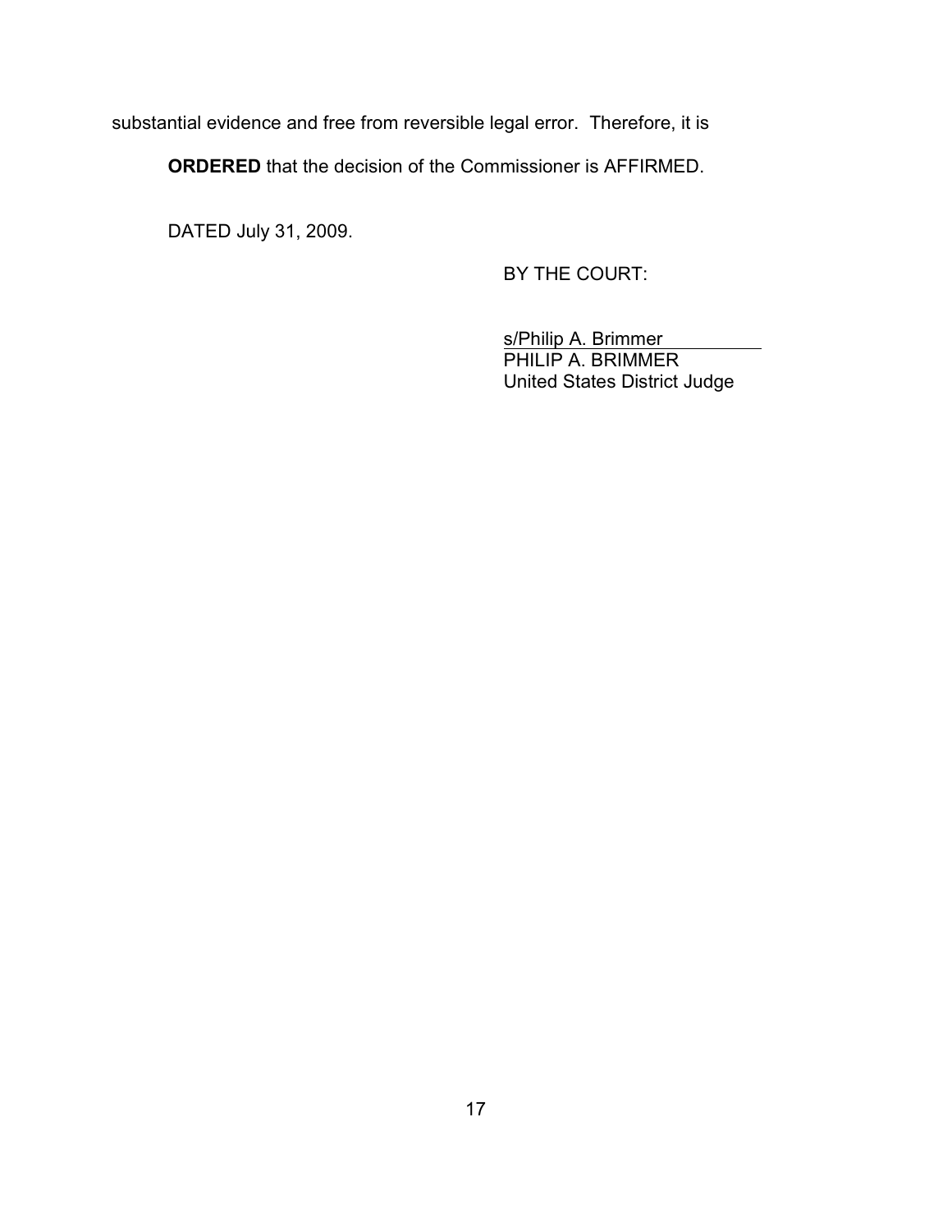substantial evidence and free from reversible legal error. Therefore, it is

**ORDERED** that the decision of the Commissioner is AFFIRMED.

DATED July 31, 2009.

BY THE COURT:

s/Philip A. Brimmer
PHILIP A. BRIMMER
United States District Judge